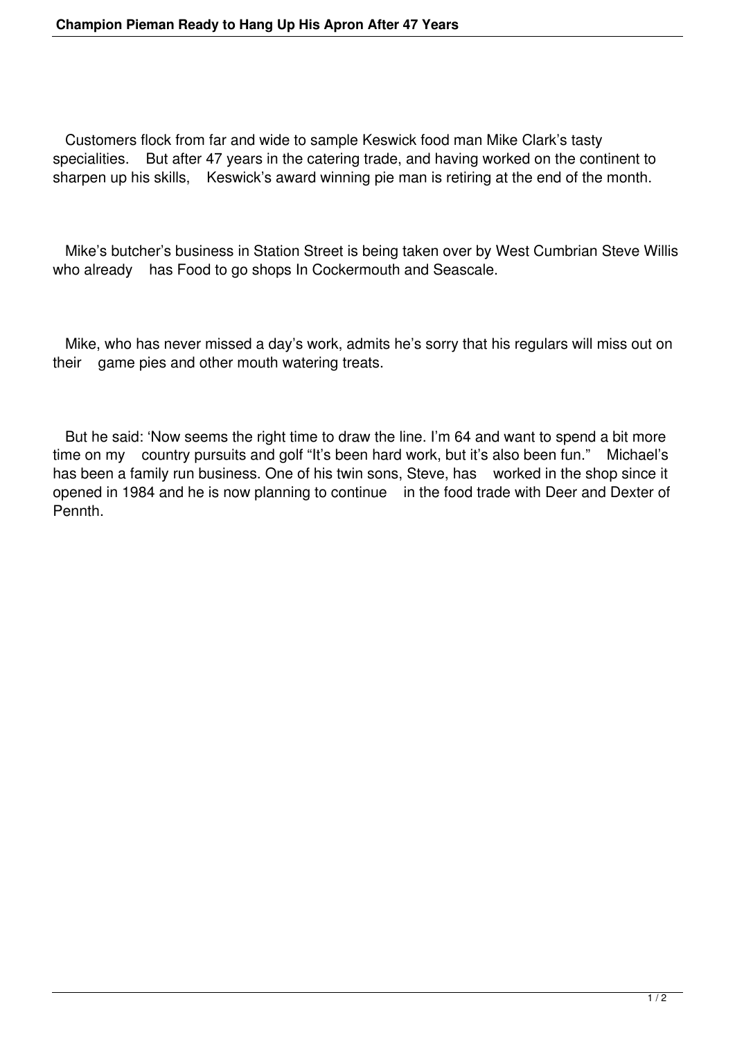# Champion Pieman Ready to Hang Up His Apron After 47 Years

Customers flock from far and wide to sample Keswick food man Mike Clark's tasty specialities. But after 47 years in the catering trade, and having worked on the continent to sharpen up his skills, Keswick's award winning pie man is retiring at the end of the month.

Mike's butcher's business in Station Street is being taken over by West Cumbrian Steve Willis who already has Food to go shops In Cockermouth and Seascale.

Mike, who has never missed a day's work, admits he's sorry that his regulars will miss out on their game pies and other mouth watering treats.

But he said: 'Now seems the right time to draw the line. I'm 64 and want to spend a bit more time on my country pursuits and golf "It's been hard work, but it's also been fun." Michael's has been a family run business. One of his twin sons, Steve, has worked in the shop since it opened in 1984 and he is now planning to continue in the food trade with Deer and Dexter of Pennth.